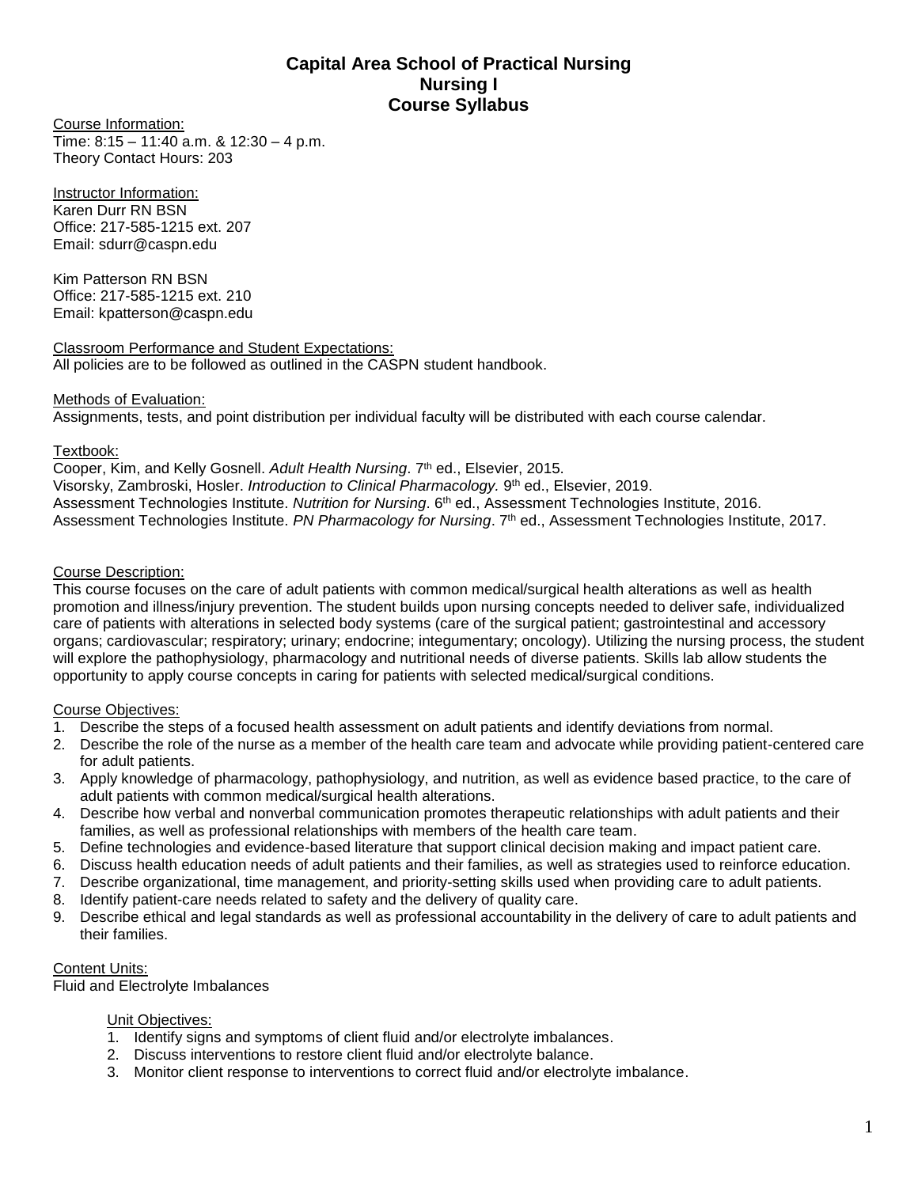# Capital Area School of Practical Nursing
## Nursing I
## Course Syllabus

Course Information:
Time: 8:15 – 11:40 a.m. & 12:30 – 4 p.m.
Theory Contact Hours: 203

Instructor Information:
Karen Durr RN BSN
Office: 217-585-1215 ext. 207
Email: sdurr@caspn.edu

Kim Patterson RN BSN
Office: 217-585-1215 ext. 210
Email: kpatterson@caspn.edu

Classroom Performance and Student Expectations:
All policies are to be followed as outlined in the CASPN student handbook.

Methods of Evaluation:
Assignments, tests, and point distribution per individual faculty will be distributed with each course calendar.

Textbook:
Cooper, Kim, and Kelly Gosnell. *Adult Health Nursing*. 7th ed., Elsevier, 2015.
Visorsky, Zambroski, Hosler. *Introduction to Clinical Pharmacology.* 9th ed., Elsevier, 2019.
Assessment Technologies Institute. *Nutrition for Nursing*. 6th ed., Assessment Technologies Institute, 2016.
Assessment Technologies Institute. *PN Pharmacology for Nursing*. 7th ed., Assessment Technologies Institute, 2017.

Course Description:
This course focuses on the care of adult patients with common medical/surgical health alterations as well as health promotion and illness/injury prevention. The student builds upon nursing concepts needed to deliver safe, individualized care of patients with alterations in selected body systems (care of the surgical patient; gastrointestinal and accessory organs; cardiovascular; respiratory; urinary; endocrine; integumentary; oncology). Utilizing the nursing process, the student will explore the pathophysiology, pharmacology and nutritional needs of diverse patients. Skills lab allow students the opportunity to apply course concepts in caring for patients with selected medical/surgical conditions.

Course Objectives:
1. Describe the steps of a focused health assessment on adult patients and identify deviations from normal.
2. Describe the role of the nurse as a member of the health care team and advocate while providing patient-centered care for adult patients.
3. Apply knowledge of pharmacology, pathophysiology, and nutrition, as well as evidence based practice, to the care of adult patients with common medical/surgical health alterations.
4. Describe how verbal and nonverbal communication promotes therapeutic relationships with adult patients and their families, as well as professional relationships with members of the health care team.
5. Define technologies and evidence-based literature that support clinical decision making and impact patient care.
6. Discuss health education needs of adult patients and their families, as well as strategies used to reinforce education.
7. Describe organizational, time management, and priority-setting skills used when providing care to adult patients.
8. Identify patient-care needs related to safety and the delivery of quality care.
9. Describe ethical and legal standards as well as professional accountability in the delivery of care to adult patients and their families.

Content Units:
Fluid and Electrolyte Imbalances

Unit Objectives:
1. Identify signs and symptoms of client fluid and/or electrolyte imbalances.
2. Discuss interventions to restore client fluid and/or electrolyte balance.
3. Monitor client response to interventions to correct fluid and/or electrolyte imbalance.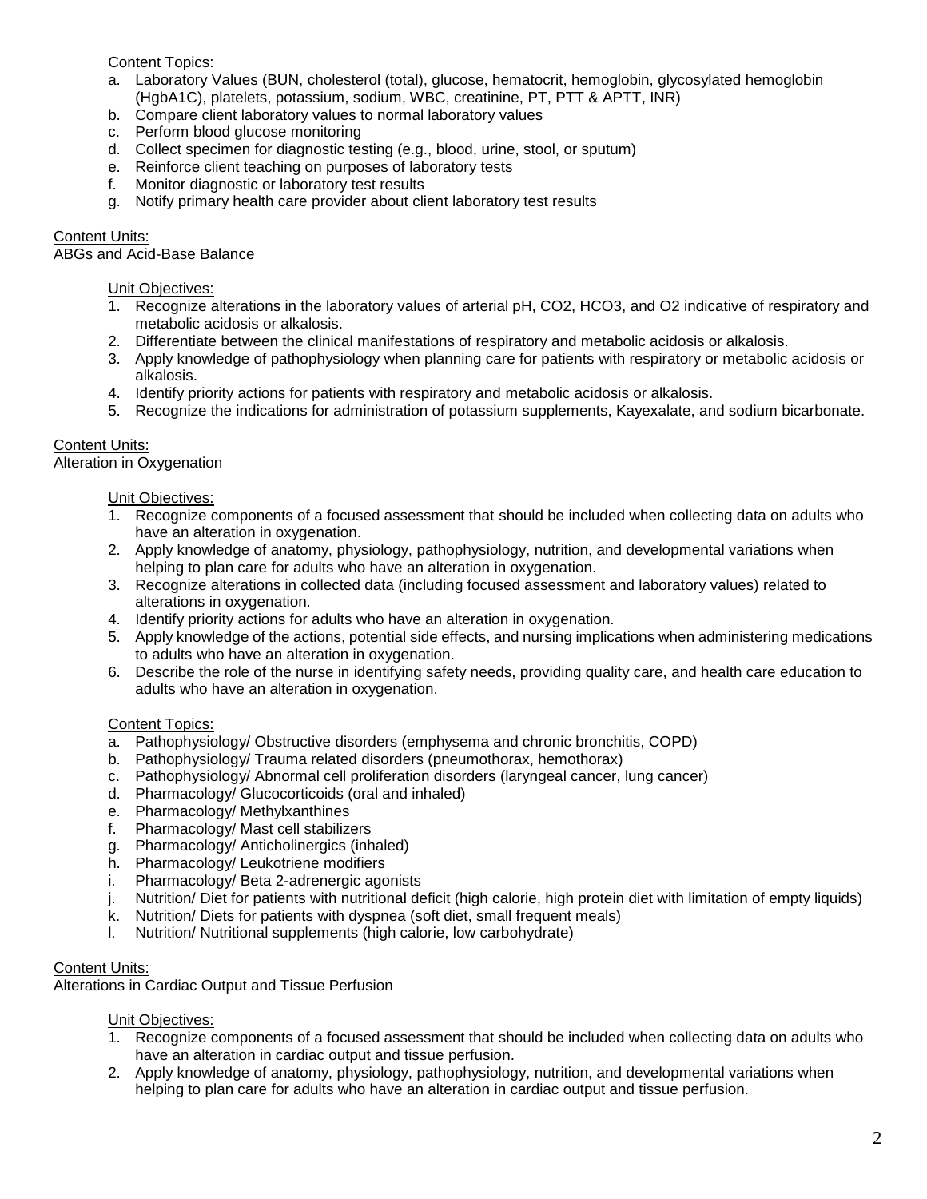Content Topics:

a. Laboratory Values (BUN, cholesterol (total), glucose, hematocrit, hemoglobin, glycosylated hemoglobin (HgbA1C), platelets, potassium, sodium, WBC, creatinine, PT, PTT & APTT, INR)
b. Compare client laboratory values to normal laboratory values
c. Perform blood glucose monitoring
d. Collect specimen for diagnostic testing (e.g., blood, urine, stool, or sputum)
e. Reinforce client teaching on purposes of laboratory tests
f. Monitor diagnostic or laboratory test results
g. Notify primary health care provider about client laboratory test results

Content Units:
ABGs and Acid-Base Balance

Unit Objectives:

1. Recognize alterations in the laboratory values of arterial pH, $CO_2$, $HCO_3$, and $O_2$ indicative of respiratory and metabolic acidosis or alkalosis.
2. Differentiate between the clinical manifestations of respiratory and metabolic acidosis or alkalosis.
3. Apply knowledge of pathophysiology when planning care for patients with respiratory or metabolic acidosis or alkalosis.
4. Identify priority actions for patients with respiratory and metabolic acidosis or alkalosis.
5. Recognize the indications for administration of potassium supplements, Kayexalate, and sodium bicarbonate.

Content Units:
Alteration in Oxygenation

Unit Objectives:

1. Recognize components of a focused assessment that should be included when collecting data on adults who have an alteration in oxygenation.
2. Apply knowledge of anatomy, physiology, pathophysiology, nutrition, and developmental variations when helping to plan care for adults who have an alteration in oxygenation.
3. Recognize alterations in collected data (including focused assessment and laboratory values) related to alterations in oxygenation.
4. Identify priority actions for adults who have an alteration in oxygenation.
5. Apply knowledge of the actions, potential side effects, and nursing implications when administering medications to adults who have an alteration in oxygenation.
6. Describe the role of the nurse in identifying safety needs, providing quality care, and health care education to adults who have an alteration in oxygenation.

Content Topics:

a. Pathophysiology/ Obstructive disorders (emphysema and chronic bronchitis, COPD)
b. Pathophysiology/ Trauma related disorders (pneumothorax, hemothorax)
c. Pathophysiology/ Abnormal cell proliferation disorders (laryngeal cancer, lung cancer)
d. Pharmacology/ Glucocorticoids (oral and inhaled)
e. Pharmacology/ Methylxanthines
f. Pharmacology/ Mast cell stabilizers
g. Pharmacology/ Anticholinergics (inhaled)
h. Pharmacology/ Leukotriene modifiers
i. Pharmacology/ Beta 2-adrenergic agonists
j. Nutrition/ Diet for patients with nutritional deficit (high calorie, high protein diet with limitation of empty liquids)
k. Nutrition/ Diets for patients with dyspnea (soft diet, small frequent meals)
l. Nutrition/ Nutritional supplements (high calorie, low carbohydrate)

Content Units:
Alterations in Cardiac Output and Tissue Perfusion

Unit Objectives:

1. Recognize components of a focused assessment that should be included when collecting data on adults who have an alteration in cardiac output and tissue perfusion.
2. Apply knowledge of anatomy, physiology, pathophysiology, nutrition, and developmental variations when helping to plan care for adults who have an alteration in cardiac output and tissue perfusion.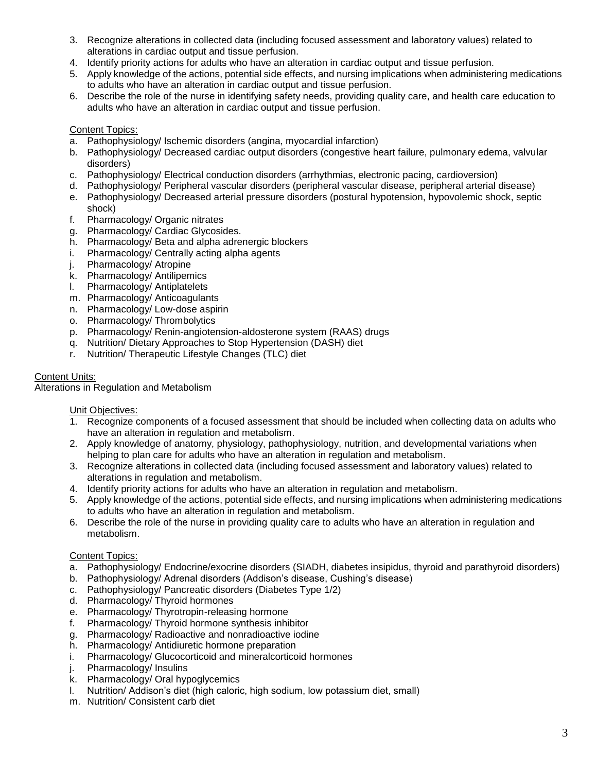3. Recognize alterations in collected data (including focused assessment and laboratory values) related to alterations in cardiac output and tissue perfusion.
4. Identify priority actions for adults who have an alteration in cardiac output and tissue perfusion.
5. Apply knowledge of the actions, potential side effects, and nursing implications when administering medications to adults who have an alteration in cardiac output and tissue perfusion.
6. Describe the role of the nurse in identifying safety needs, providing quality care, and health care education to adults who have an alteration in cardiac output and tissue perfusion.

Content Topics:

a. Pathophysiology/ Ischemic disorders (angina, myocardial infarction)
b. Pathophysiology/ Decreased cardiac output disorders (congestive heart failure, pulmonary edema, valvular disorders)
c. Pathophysiology/ Electrical conduction disorders (arrhythmias, electronic pacing, cardioversion)
d. Pathophysiology/ Peripheral vascular disorders (peripheral vascular disease, peripheral arterial disease)
e. Pathophysiology/ Decreased arterial pressure disorders (postural hypotension, hypovolemic shock, septic shock)
f. Pharmacology/ Organic nitrates
g. Pharmacology/ Cardiac Glycosides.
h. Pharmacology/ Beta and alpha adrenergic blockers
i. Pharmacology/ Centrally acting alpha agents
j. Pharmacology/ Atropine
k. Pharmacology/ Antilipemics
l. Pharmacology/ Antiplatelets
m. Pharmacology/ Anticoagulants
n. Pharmacology/ Low-dose aspirin
o. Pharmacology/ Thrombolytics
p. Pharmacology/ Renin-angiotensin-aldosterone system (RAAS) drugs
q. Nutrition/ Dietary Approaches to Stop Hypertension (DASH) diet
r. Nutrition/ Therapeutic Lifestyle Changes (TLC) diet

Content Units:
Alterations in Regulation and Metabolism

Unit Objectives:

1. Recognize components of a focused assessment that should be included when collecting data on adults who have an alteration in regulation and metabolism.
2. Apply knowledge of anatomy, physiology, pathophysiology, nutrition, and developmental variations when helping to plan care for adults who have an alteration in regulation and metabolism.
3. Recognize alterations in collected data (including focused assessment and laboratory values) related to alterations in regulation and metabolism.
4. Identify priority actions for adults who have an alteration in regulation and metabolism.
5. Apply knowledge of the actions, potential side effects, and nursing implications when administering medications to adults who have an alteration in regulation and metabolism.
6. Describe the role of the nurse in providing quality care to adults who have an alteration in regulation and metabolism.

Content Topics:

a. Pathophysiology/ Endocrine/exocrine disorders (SIADH, diabetes insipidus, thyroid and parathyroid disorders)
b. Pathophysiology/ Adrenal disorders (Addison's disease, Cushing's disease)
c. Pathophysiology/ Pancreatic disorders (Diabetes Type 1/2)
d. Pharmacology/ Thyroid hormones
e. Pharmacology/ Thyrotropin-releasing hormone
f. Pharmacology/ Thyroid hormone synthesis inhibitor
g. Pharmacology/ Radioactive and nonradioactive iodine
h. Pharmacology/ Antidiuretic hormone preparation
i. Pharmacology/ Glucocorticoid and mineralcorticoid hormones
j. Pharmacology/ Insulins
k. Pharmacology/ Oral hypoglycemics
l. Nutrition/ Addison's diet (high caloric, high sodium, low potassium diet, small)
m. Nutrition/ Consistent carb diet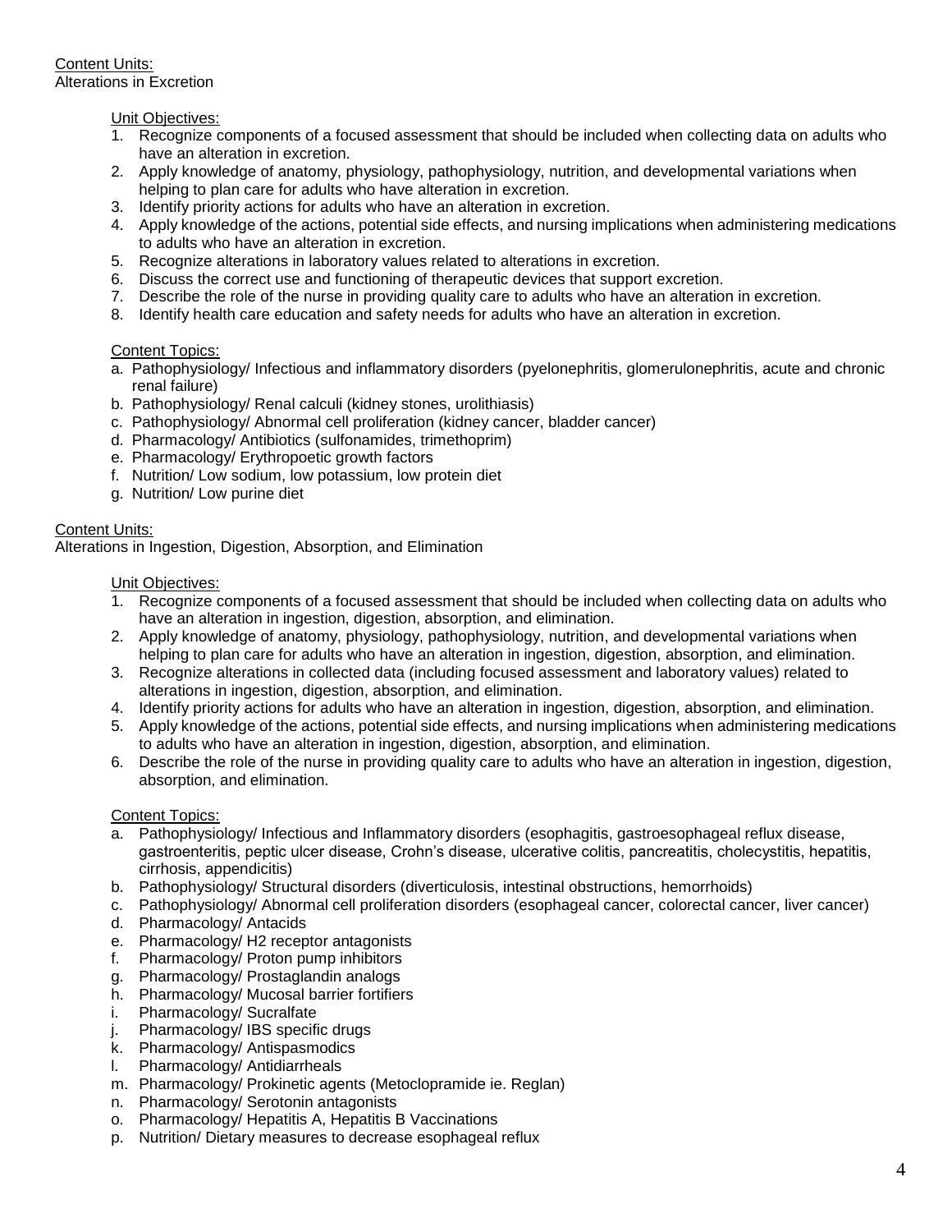Content Units:
Alterations in Excretion

Unit Objectives:

1. Recognize components of a focused assessment that should be included when collecting data on adults who have an alteration in excretion.
2. Apply knowledge of anatomy, physiology, pathophysiology, nutrition, and developmental variations when helping to plan care for adults who have alteration in excretion.
3. Identify priority actions for adults who have an alteration in excretion.
4. Apply knowledge of the actions, potential side effects, and nursing implications when administering medications to adults who have an alteration in excretion.
5. Recognize alterations in laboratory values related to alterations in excretion.
6. Discuss the correct use and functioning of therapeutic devices that support excretion.
7. Describe the role of the nurse in providing quality care to adults who have an alteration in excretion.
8. Identify health care education and safety needs for adults who have an alteration in excretion.

Content Topics:

a. Pathophysiology/ Infectious and inflammatory disorders (pyelonephritis, glomerulonephritis, acute and chronic renal failure)
b. Pathophysiology/ Renal calculi (kidney stones, urolithiasis)
c. Pathophysiology/ Abnormal cell proliferation (kidney cancer, bladder cancer)
d. Pharmacology/ Antibiotics (sulfonamides, trimethoprim)
e. Pharmacology/ Erythropoetic growth factors
f. Nutrition/ Low sodium, low potassium, low protein diet
g. Nutrition/ Low purine diet

Content Units:
Alterations in Ingestion, Digestion, Absorption, and Elimination

Unit Objectives:

1. Recognize components of a focused assessment that should be included when collecting data on adults who have an alteration in ingestion, digestion, absorption, and elimination.
2. Apply knowledge of anatomy, physiology, pathophysiology, nutrition, and developmental variations when helping to plan care for adults who have an alteration in ingestion, digestion, absorption, and elimination.
3. Recognize alterations in collected data (including focused assessment and laboratory values) related to alterations in ingestion, digestion, absorption, and elimination.
4. Identify priority actions for adults who have an alteration in ingestion, digestion, absorption, and elimination.
5. Apply knowledge of the actions, potential side effects, and nursing implications when administering medications to adults who have an alteration in ingestion, digestion, absorption, and elimination.
6. Describe the role of the nurse in providing quality care to adults who have an alteration in ingestion, digestion, absorption, and elimination.

Content Topics:

a. Pathophysiology/ Infectious and Inflammatory disorders (esophagitis, gastroesophageal reflux disease, gastroenteritis, peptic ulcer disease, Crohn's disease, ulcerative colitis, pancreatitis, cholecystitis, hepatitis, cirrhosis, appendicitis)
b. Pathophysiology/ Structural disorders (diverticulosis, intestinal obstructions, hemorrhoids)
c. Pathophysiology/ Abnormal cell proliferation disorders (esophageal cancer, colorectal cancer, liver cancer)
d. Pharmacology/ Antacids
e. Pharmacology/ H2 receptor antagonists
f. Pharmacology/ Proton pump inhibitors
g. Pharmacology/ Prostaglandin analogs
h. Pharmacology/ Mucosal barrier fortifiers
i. Pharmacology/ Sucralfate
j. Pharmacology/ IBS specific drugs
k. Pharmacology/ Antispasmodics
l. Pharmacology/ Antidiarrheals
m. Pharmacology/ Prokinetic agents (Metoclopramide ie. Reglan)
n. Pharmacology/ Serotonin antagonists
o. Pharmacology/ Hepatitis A, Hepatitis B Vaccinations
p. Nutrition/ Dietary measures to decrease esophageal reflux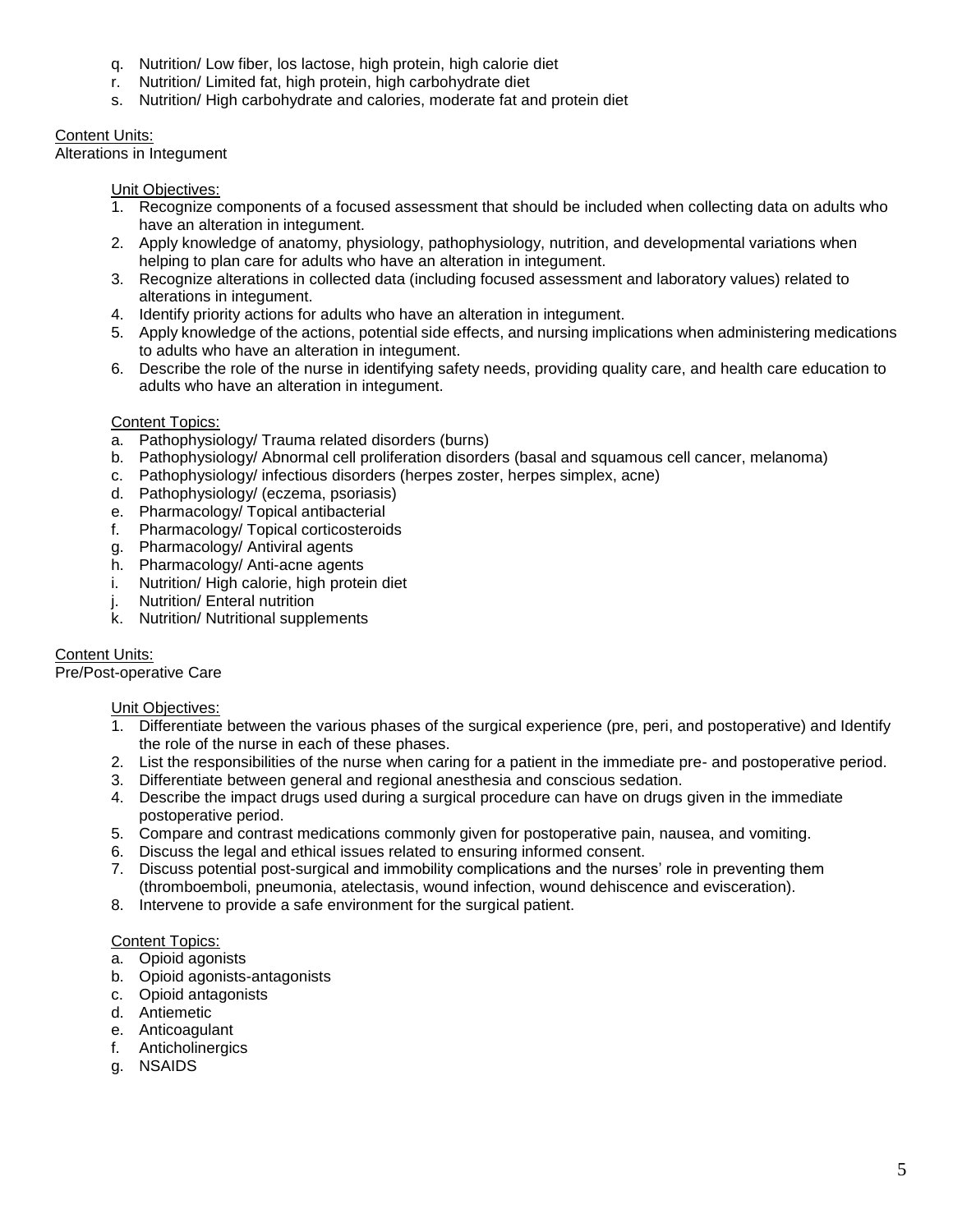q. Nutrition/ Low fiber, los lactose, high protein, high calorie diet
r. Nutrition/ Limited fat, high protein, high carbohydrate diet
s. Nutrition/ High carbohydrate and calories, moderate fat and protein diet

<u>Content Units:</u>
Alterations in Integument

<u>Unit Objectives:</u>

1. Recognize components of a focused assessment that should be included when collecting data on adults who have an alteration in integument.
2. Apply knowledge of anatomy, physiology, pathophysiology, nutrition, and developmental variations when helping to plan care for adults who have an alteration in integument.
3. Recognize alterations in collected data (including focused assessment and laboratory values) related to alterations in integument.
4. Identify priority actions for adults who have an alteration in integument.
5. Apply knowledge of the actions, potential side effects, and nursing implications when administering medications to adults who have an alteration in integument.
6. Describe the role of the nurse in identifying safety needs, providing quality care, and health care education to adults who have an alteration in integument.

<u>Content Topics:</u>

a. Pathophysiology/ Trauma related disorders (burns)
b. Pathophysiology/ Abnormal cell proliferation disorders (basal and squamous cell cancer, melanoma)
c. Pathophysiology/ infectious disorders (herpes zoster, herpes simplex, acne)
d. Pathophysiology/ (eczema, psoriasis)
e. Pharmacology/ Topical antibacterial
f. Pharmacology/ Topical corticosteroids
g. Pharmacology/ Antiviral agents
h. Pharmacology/ Anti-acne agents
i. Nutrition/ High calorie, high protein diet
j. Nutrition/ Enteral nutrition
k. Nutrition/ Nutritional supplements

<u>Content Units:</u>
Pre/Post-operative Care

<u>Unit Objectives:</u>

1. Differentiate between the various phases of the surgical experience (pre, peri, and postoperative) and Identify the role of the nurse in each of these phases.
2. List the responsibilities of the nurse when caring for a patient in the immediate pre- and postoperative period.
3. Differentiate between general and regional anesthesia and conscious sedation.
4. Describe the impact drugs used during a surgical procedure can have on drugs given in the immediate postoperative period.
5. Compare and contrast medications commonly given for postoperative pain, nausea, and vomiting.
6. Discuss the legal and ethical issues related to ensuring informed consent.
7. Discuss potential post-surgical and immobility complications and the nurses' role in preventing them (thromboemboli, pneumonia, atelectasis, wound infection, wound dehiscence and evisceration).
8. Intervene to provide a safe environment for the surgical patient.

<u>Content Topics:</u>

a. Opioid agonists
b. Opioid agonists-antagonists
c. Opioid antagonists
d. Antiemetic
e. Anticoagulant
f. Anticholinergics
g. NSAIDS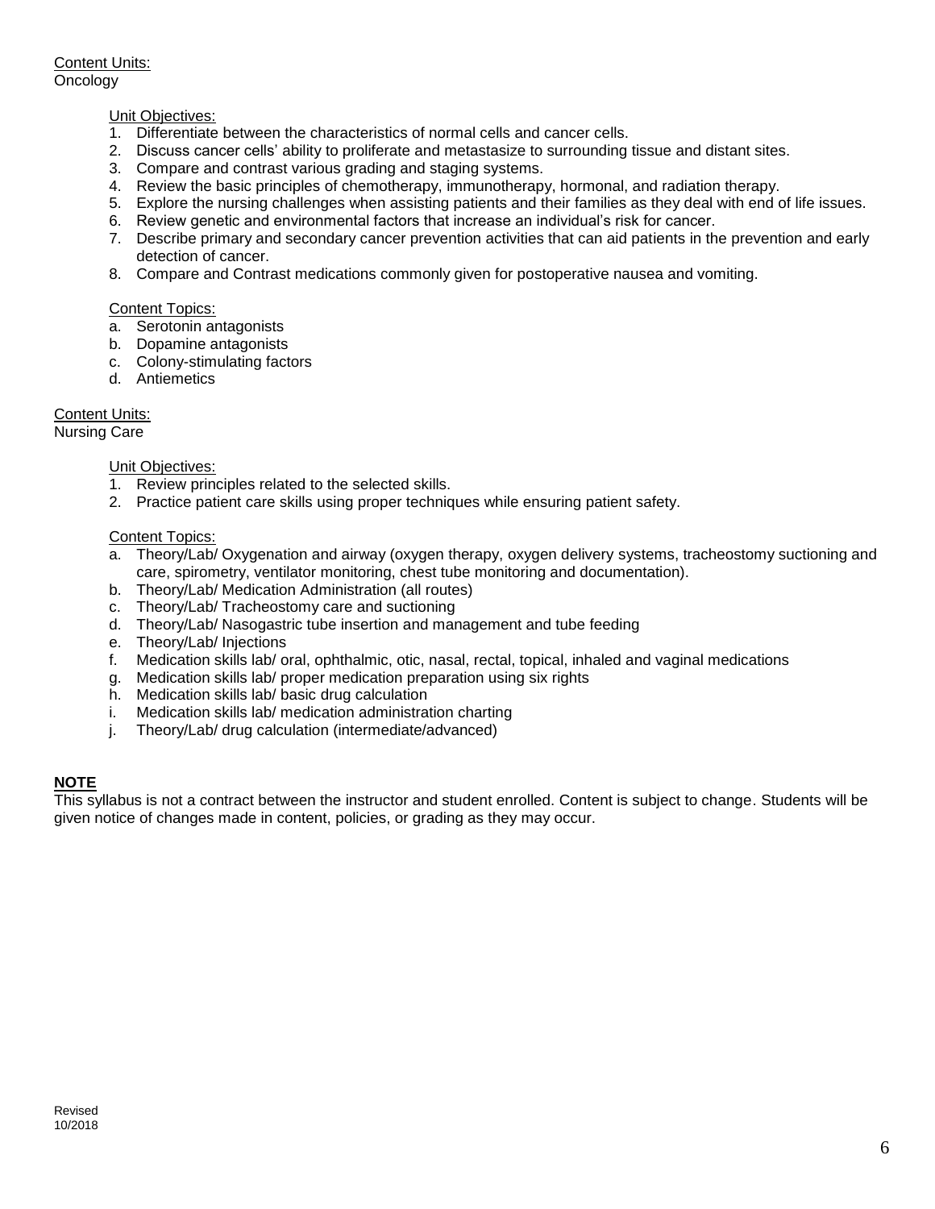Content Units:
Oncology

Unit Objectives:

1. Differentiate between the characteristics of normal cells and cancer cells.
2. Discuss cancer cells' ability to proliferate and metastasize to surrounding tissue and distant sites.
3. Compare and contrast various grading and staging systems.
4. Review the basic principles of chemotherapy, immunotherapy, hormonal, and radiation therapy.
5. Explore the nursing challenges when assisting patients and their families as they deal with end of life issues.
6. Review genetic and environmental factors that increase an individual's risk for cancer.
7. Describe primary and secondary cancer prevention activities that can aid patients in the prevention and early detection of cancer.
8. Compare and Contrast medications commonly given for postoperative nausea and vomiting.

Content Topics:

a. Serotonin antagonists
b. Dopamine antagonists
c. Colony-stimulating factors
d. Antiemetics

Content Units:
Nursing Care

Unit Objectives:

1. Review principles related to the selected skills.
2. Practice patient care skills using proper techniques while ensuring patient safety.

Content Topics:

a. Theory/Lab/ Oxygenation and airway (oxygen therapy, oxygen delivery systems, tracheostomy suctioning and care, spirometry, ventilator monitoring, chest tube monitoring and documentation).
b. Theory/Lab/ Medication Administration (all routes)
c. Theory/Lab/ Tracheostomy care and suctioning
d. Theory/Lab/ Nasogastric tube insertion and management and tube feeding
e. Theory/Lab/ Injections
f. Medication skills lab/ oral, ophthalmic, otic, nasal, rectal, topical, inhaled and vaginal medications
g. Medication skills lab/ proper medication preparation using six rights
h. Medication skills lab/ basic drug calculation
i. Medication skills lab/ medication administration charting
j. Theory/Lab/ drug calculation (intermediate/advanced)

**NOTE**

This syllabus is not a contract between the instructor and student enrolled. Content is subject to change. Students will be given notice of changes made in content, policies, or grading as they may occur.

Revised
10/2018